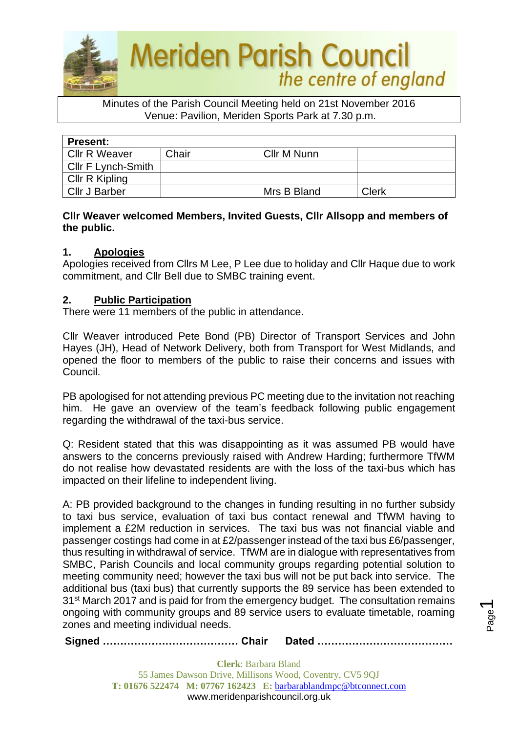# Meriden Parish Council

*the centre of england*

Minutes of the Parish Council Meeting held on 21st November 2016
Venue: Pavilion, Meriden Sports Park at 7.30 p.m.

| Present: | | | |
|---|---|---|---|
| Cllr R Weaver | Chair | Cllr M Nunn | |
| Cllr F Lynch-Smith | | | |
| Cllr R Kipling | | | |
| Cllr J Barber | | Mrs B Bland | Clerk |

**Cllr Weaver welcomed Members, Invited Guests, Cllr Allsopp and members of the public.**

## 1. Apologies

Apologies received from Cllrs M Lee, P Lee due to holiday and Cllr Haque due to work commitment, and Cllr Bell due to SMBC training event.

## 2. Public Participation

There were 11 members of the public in attendance.

Cllr Weaver introduced Pete Bond (PB) Director of Transport Services and John Hayes (JH), Head of Network Delivery, both from Transport for West Midlands, and opened the floor to members of the public to raise their concerns and issues with Council.

PB apologised for not attending previous PC meeting due to the invitation not reaching him. He gave an overview of the team's feedback following public engagement regarding the withdrawal of the taxi-bus service.

Q: Resident stated that this was disappointing as it was assumed PB would have answers to the concerns previously raised with Andrew Harding; furthermore TfWM do not realise how devastated residents are with the loss of the taxi-bus which has impacted on their lifeline to independent living.

A: PB provided background to the changes in funding resulting in no further subsidy to taxi bus service, evaluation of taxi bus contact renewal and TfWM having to implement a £2M reduction in services. The taxi bus was not financial viable and passenger costings had come in at £2/passenger instead of the taxi bus £6/passenger, thus resulting in withdrawal of service. TfWM are in dialogue with representatives from SMBC, Parish Councils and local community groups regarding potential solution to meeting community need; however the taxi bus will not be put back into service. The additional bus (taxi bus) that currently supports the 89 service has been extended to 31st March 2017 and is paid for from the emergency budget. The consultation remains ongoing with community groups and 89 service users to evaluate timetable, roaming zones and meeting individual needs.

**Signed ………………………………… Chair Dated …………………………………**

**Clerk**: Barbara Bland
55 James Dawson Drive, Millisons Wood, Coventry, CV5 9QJ
**T:** 01676 522474 **M:** 07767 162423 **E:** barbarablandmpc@btconnect.com
www.meridenparishcouncil.org.uk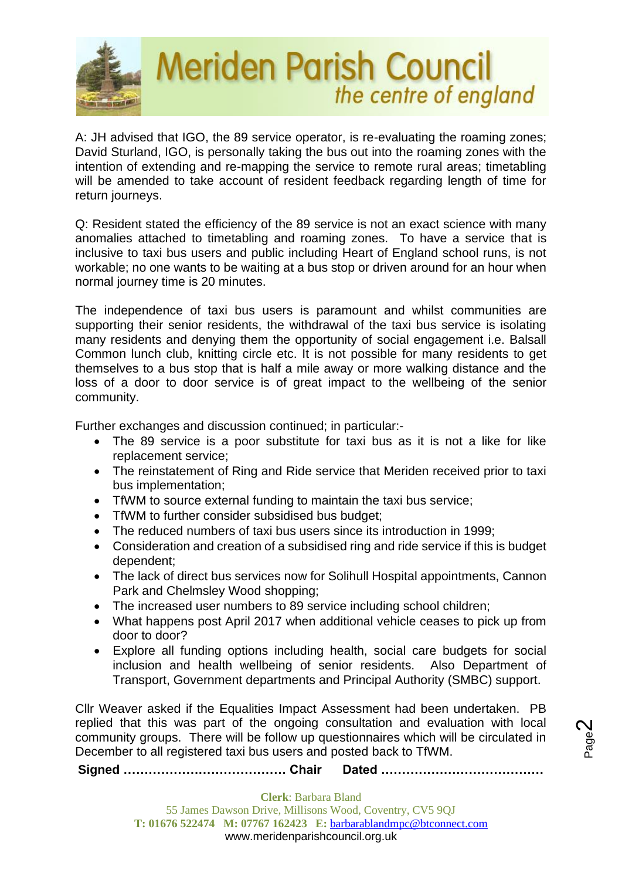A: JH advised that IGO, the 89 service operator, is re-evaluating the roaming zones; David Sturland, IGO, is personally taking the bus out into the roaming zones with the intention of extending and re-mapping the service to remote rural areas; timetabling will be amended to take account of resident feedback regarding length of time for return journeys.

Q: Resident stated the efficiency of the 89 service is not an exact science with many anomalies attached to timetabling and roaming zones. To have a service that is inclusive to taxi bus users and public including Heart of England school runs, is not workable; no one wants to be waiting at a bus stop or driven around for an hour when normal journey time is 20 minutes.

The independence of taxi bus users is paramount and whilst communities are supporting their senior residents, the withdrawal of the taxi bus service is isolating many residents and denying them the opportunity of social engagement i.e. Balsall Common lunch club, knitting circle etc. It is not possible for many residents to get themselves to a bus stop that is half a mile away or more walking distance and the loss of a door to door service is of great impact to the wellbeing of the senior community.

Further exchanges and discussion continued; in particular:-

- The 89 service is a poor substitute for taxi bus as it is not a like for like replacement service;
- The reinstatement of Ring and Ride service that Meriden received prior to taxi bus implementation;
- TfWM to source external funding to maintain the taxi bus service;
- TfWM to further consider subsidised bus budget;
- The reduced numbers of taxi bus users since its introduction in 1999;
- Consideration and creation of a subsidised ring and ride service if this is budget dependent;
- The lack of direct bus services now for Solihull Hospital appointments, Cannon Park and Chelmsley Wood shopping;
- The increased user numbers to 89 service including school children;
- What happens post April 2017 when additional vehicle ceases to pick up from door to door?
- Explore all funding options including health, social care budgets for social inclusion and health wellbeing of senior residents. Also Department of Transport, Government departments and Principal Authority (SMBC) support.

Cllr Weaver asked if the Equalities Impact Assessment had been undertaken. PB replied that this was part of the ongoing consultation and evaluation with local community groups. There will be follow up questionnaires which will be circulated in December to all registered taxi bus users and posted back to TfWM.

**Signed ………………………………… Chair Dated …………………………………**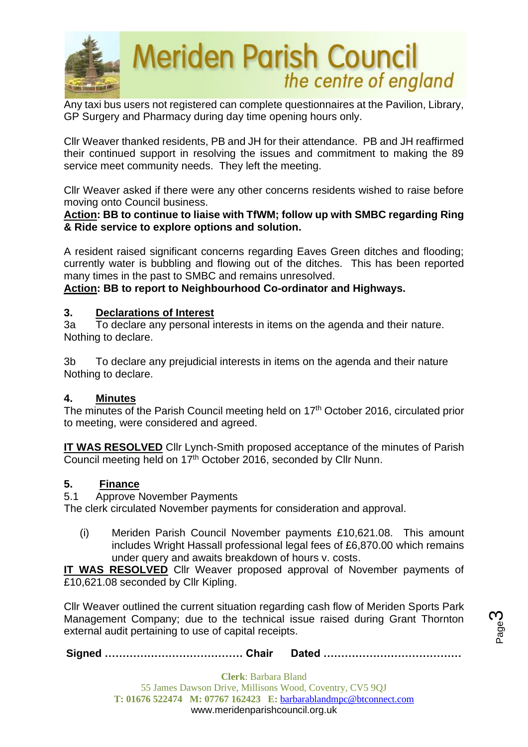Any taxi bus users not registered can complete questionnaires at the Pavilion, Library, GP Surgery and Pharmacy during day time opening hours only.

Cllr Weaver thanked residents, PB and JH for their attendance. PB and JH reaffirmed their continued support in resolving the issues and commitment to making the 89 service meet community needs. They left the meeting.

Cllr Weaver asked if there were any other concerns residents wished to raise before moving onto Council business.

**Action: BB to continue to liaise with TfWM; follow up with SMBC regarding Ring & Ride service to explore options and solution.**

A resident raised significant concerns regarding Eaves Green ditches and flooding; currently water is bubbling and flowing out of the ditches. This has been reported many times in the past to SMBC and remains unresolved.

**Action: BB to report to Neighbourhood Co-ordinator and Highways.**

## 3. Declarations of Interest

3a To declare any personal interests in items on the agenda and their nature.
Nothing to declare.

3b To declare any prejudicial interests in items on the agenda and their nature
Nothing to declare.

## 4. Minutes

The minutes of the Parish Council meeting held on 17th October 2016, circulated prior to meeting, were considered and agreed.

**IT WAS RESOLVED** Cllr Lynch-Smith proposed acceptance of the minutes of Parish Council meeting held on 17th October 2016, seconded by Cllr Nunn.

## 5. Finance

5.1 Approve November Payments

The clerk circulated November payments for consideration and approval.

(i) Meriden Parish Council November payments £10,621.08. This amount includes Wright Hassall professional legal fees of £6,870.00 which remains under query and awaits breakdown of hours v. costs.

**IT WAS RESOLVED** Cllr Weaver proposed approval of November payments of £10,621.08 seconded by Cllr Kipling.

Cllr Weaver outlined the current situation regarding cash flow of Meriden Sports Park Management Company; due to the technical issue raised during Grant Thornton external audit pertaining to use of capital receipts.

**Signed ………………………………… Chair Dated …………………………………**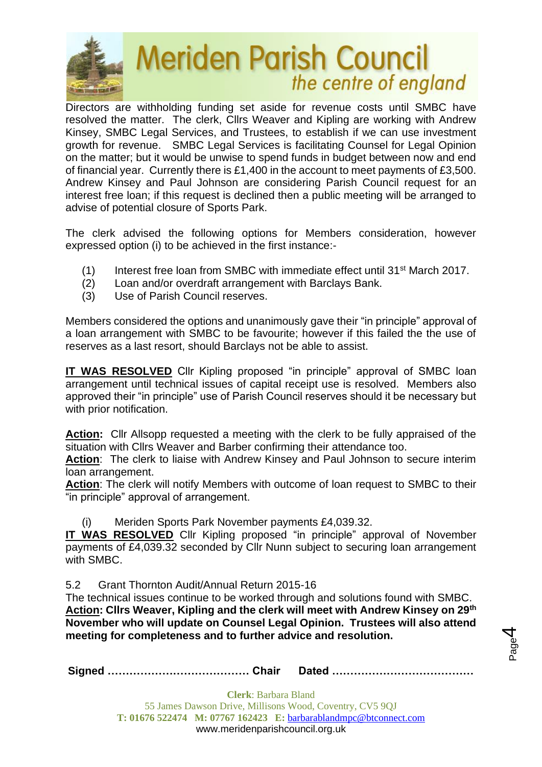Directors are withholding funding set aside for revenue costs until SMBC have resolved the matter. The clerk, Cllrs Weaver and Kipling are working with Andrew Kinsey, SMBC Legal Services, and Trustees, to establish if we can use investment growth for revenue. SMBC Legal Services is facilitating Counsel for Legal Opinion on the matter; but it would be unwise to spend funds in budget between now and end of financial year. Currently there is £1,400 in the account to meet payments of £3,500. Andrew Kinsey and Paul Johnson are considering Parish Council request for an interest free loan; if this request is declined then a public meeting will be arranged to advise of potential closure of Sports Park.

The clerk advised the following options for Members consideration, however expressed option (i) to be achieved in the first instance:-

(1) Interest free loan from SMBC with immediate effect until 31st March 2017.
(2) Loan and/or overdraft arrangement with Barclays Bank.
(3) Use of Parish Council reserves.

Members considered the options and unanimously gave their "in principle" approval of a loan arrangement with SMBC to be favourite; however if this failed the the use of reserves as a last resort, should Barclays not be able to assist.

**IT WAS RESOLVED** Cllr Kipling proposed "in principle" approval of SMBC loan arrangement until technical issues of capital receipt use is resolved. Members also approved their "in principle" use of Parish Council reserves should it be necessary but with prior notification.

**Action:** Cllr Allsopp requested a meeting with the clerk to be fully appraised of the situation with Cllrs Weaver and Barber confirming their attendance too.
**Action**: The clerk to liaise with Andrew Kinsey and Paul Johnson to secure interim loan arrangement.
**Action**: The clerk will notify Members with outcome of loan request to SMBC to their "in principle" approval of arrangement.

(i) Meriden Sports Park November payments £4,039.32.

**IT WAS RESOLVED** Cllr Kipling proposed "in principle" approval of November payments of £4,039.32 seconded by Cllr Nunn subject to securing loan arrangement with SMBC.

5.2 Grant Thornton Audit/Annual Return 2015-16

The technical issues continue to be worked through and solutions found with SMBC.
**Action: Cllrs Weaver, Kipling and the clerk will meet with Andrew Kinsey on 29th November who will update on Counsel Legal Opinion. Trustees will also attend meeting for completeness and to further advice and resolution.**

**Signed ………………………………… Chair Dated …………………………………**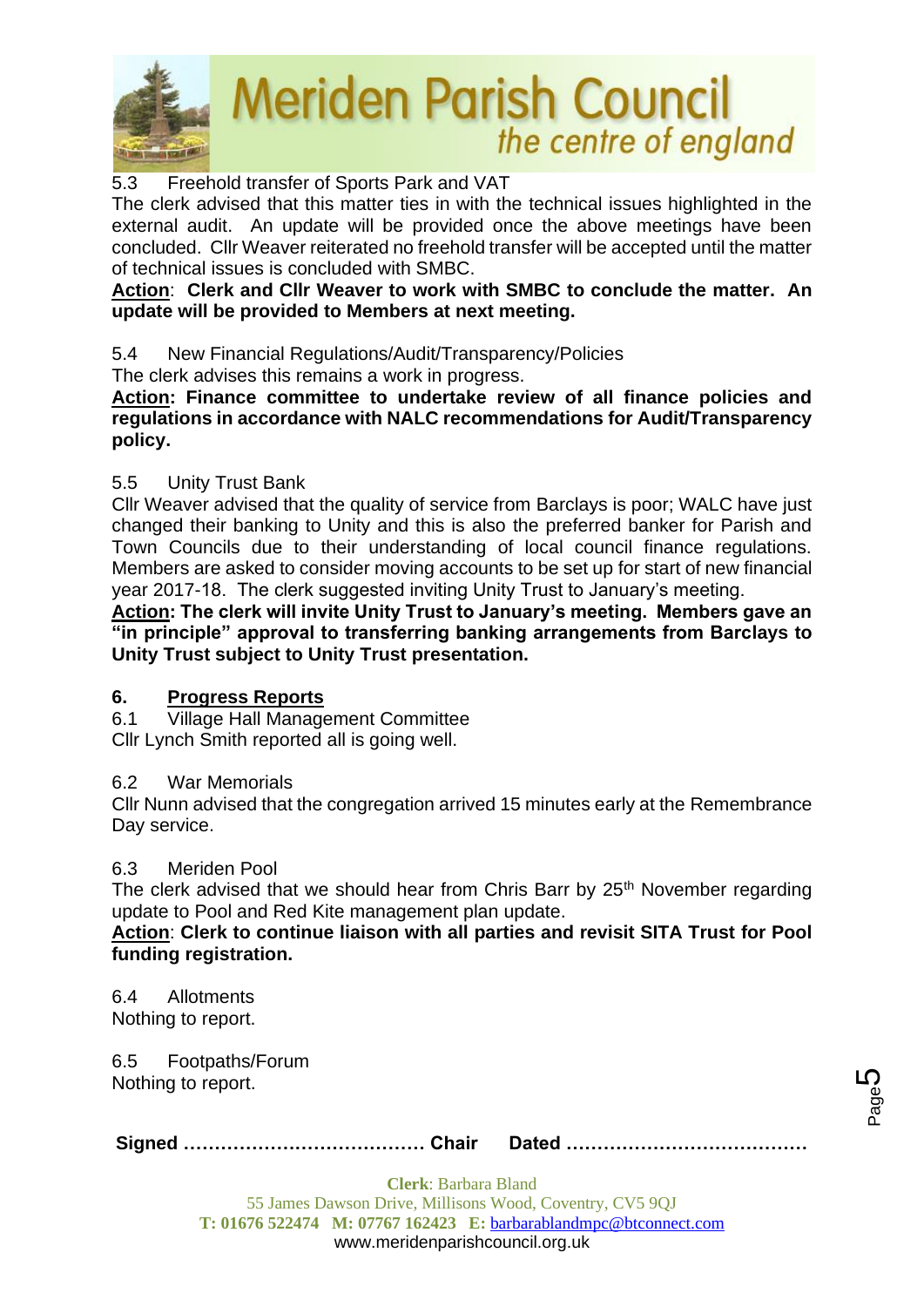5.3 Freehold transfer of Sports Park and VAT

The clerk advised that this matter ties in with the technical issues highlighted in the external audit. An update will be provided once the above meetings have been concluded. Cllr Weaver reiterated no freehold transfer will be accepted until the matter of technical issues is concluded with SMBC.

**Action: Clerk and Cllr Weaver to work with SMBC to conclude the matter. An update will be provided to Members at next meeting.**

5.4 New Financial Regulations/Audit/Transparency/Policies

The clerk advises this remains a work in progress.

**Action: Finance committee to undertake review of all finance policies and regulations in accordance with NALC recommendations for Audit/Transparency policy.**

5.5 Unity Trust Bank

Cllr Weaver advised that the quality of service from Barclays is poor; WALC have just changed their banking to Unity and this is also the preferred banker for Parish and Town Councils due to their understanding of local council finance regulations. Members are asked to consider moving accounts to be set up for start of new financial year 2017-18. The clerk suggested inviting Unity Trust to January's meeting.

**Action: The clerk will invite Unity Trust to January's meeting. Members gave an "in principle" approval to transferring banking arrangements from Barclays to Unity Trust subject to Unity Trust presentation.**

## 6. Progress Reports

6.1 Village Hall Management Committee

Cllr Lynch Smith reported all is going well.

6.2 War Memorials

Cllr Nunn advised that the congregation arrived 15 minutes early at the Remembrance Day service.

6.3 Meriden Pool

The clerk advised that we should hear from Chris Barr by 25th November regarding update to Pool and Red Kite management plan update.

**Action: Clerk to continue liaison with all parties and revisit SITA Trust for Pool funding registration.**

6.4 Allotments

Nothing to report.

6.5 Footpaths/Forum

Nothing to report.

**Signed ………………………………… Chair  Dated …………………………………**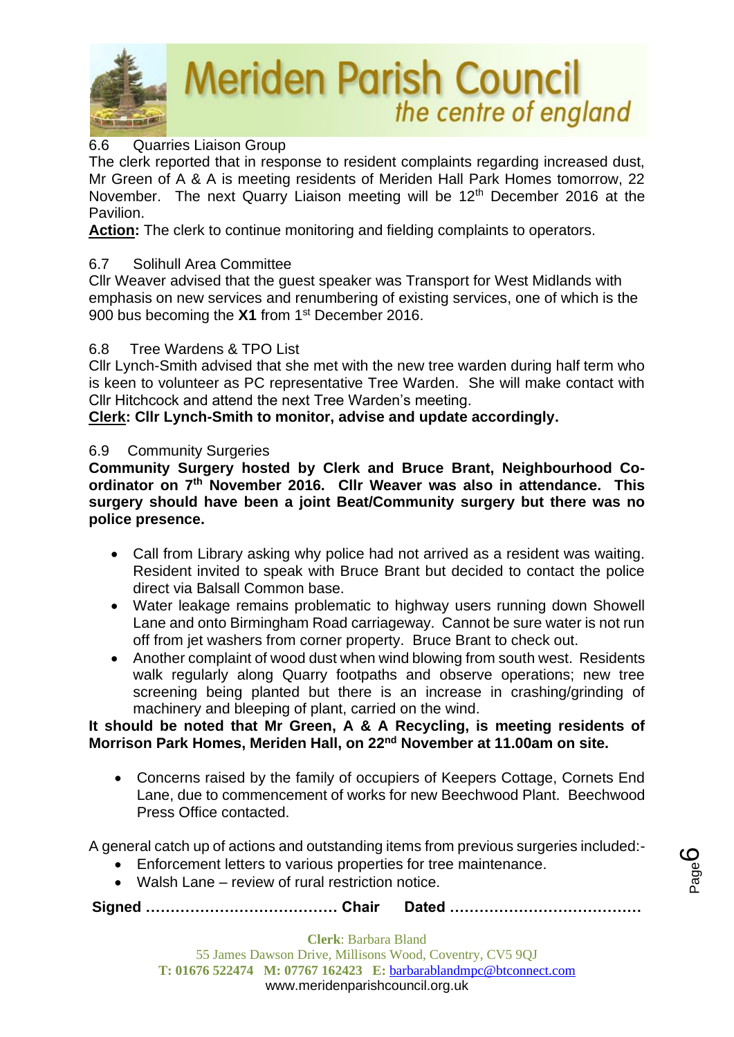6.6 Quarries Liaison Group

The clerk reported that in response to resident complaints regarding increased dust, Mr Green of A & A is meeting residents of Meriden Hall Park Homes tomorrow, 22 November. The next Quarry Liaison meeting will be 12th December 2016 at the Pavilion.

**Action:** The clerk to continue monitoring and fielding complaints to operators.

6.7 Solihull Area Committee

Cllr Weaver advised that the guest speaker was Transport for West Midlands with emphasis on new services and renumbering of existing services, one of which is the 900 bus becoming the **X1** from 1st December 2016.

6.8 Tree Wardens & TPO List

Cllr Lynch-Smith advised that she met with the new tree warden during half term who is keen to volunteer as PC representative Tree Warden. She will make contact with Cllr Hitchcock and attend the next Tree Warden's meeting.

**Clerk: Cllr Lynch-Smith to monitor, advise and update accordingly.**

6.9 Community Surgeries

**Community Surgery hosted by Clerk and Bruce Brant, Neighbourhood Co-ordinator on 7th November 2016. Cllr Weaver was also in attendance. This surgery should have been a joint Beat/Community surgery but there was no police presence.**

- Call from Library asking why police had not arrived as a resident was waiting. Resident invited to speak with Bruce Brant but decided to contact the police direct via Balsall Common base.
- Water leakage remains problematic to highway users running down Showell Lane and onto Birmingham Road carriageway. Cannot be sure water is not run off from jet washers from corner property. Bruce Brant to check out.
- Another complaint of wood dust when wind blowing from south west. Residents walk regularly along Quarry footpaths and observe operations; new tree screening being planted but there is an increase in crashing/grinding of machinery and bleeping of plant, carried on the wind.

**It should be noted that Mr Green, A & A Recycling, is meeting residents of Morrison Park Homes, Meriden Hall, on 22nd November at 11.00am on site.**

- Concerns raised by the family of occupiers of Keepers Cottage, Cornets End Lane, due to commencement of works for new Beechwood Plant. Beechwood Press Office contacted.

A general catch up of actions and outstanding items from previous surgeries included:-

- Enforcement letters to various properties for tree maintenance.
- Walsh Lane – review of rural restriction notice.

**Signed ………………………………… Chair Dated …………………………………**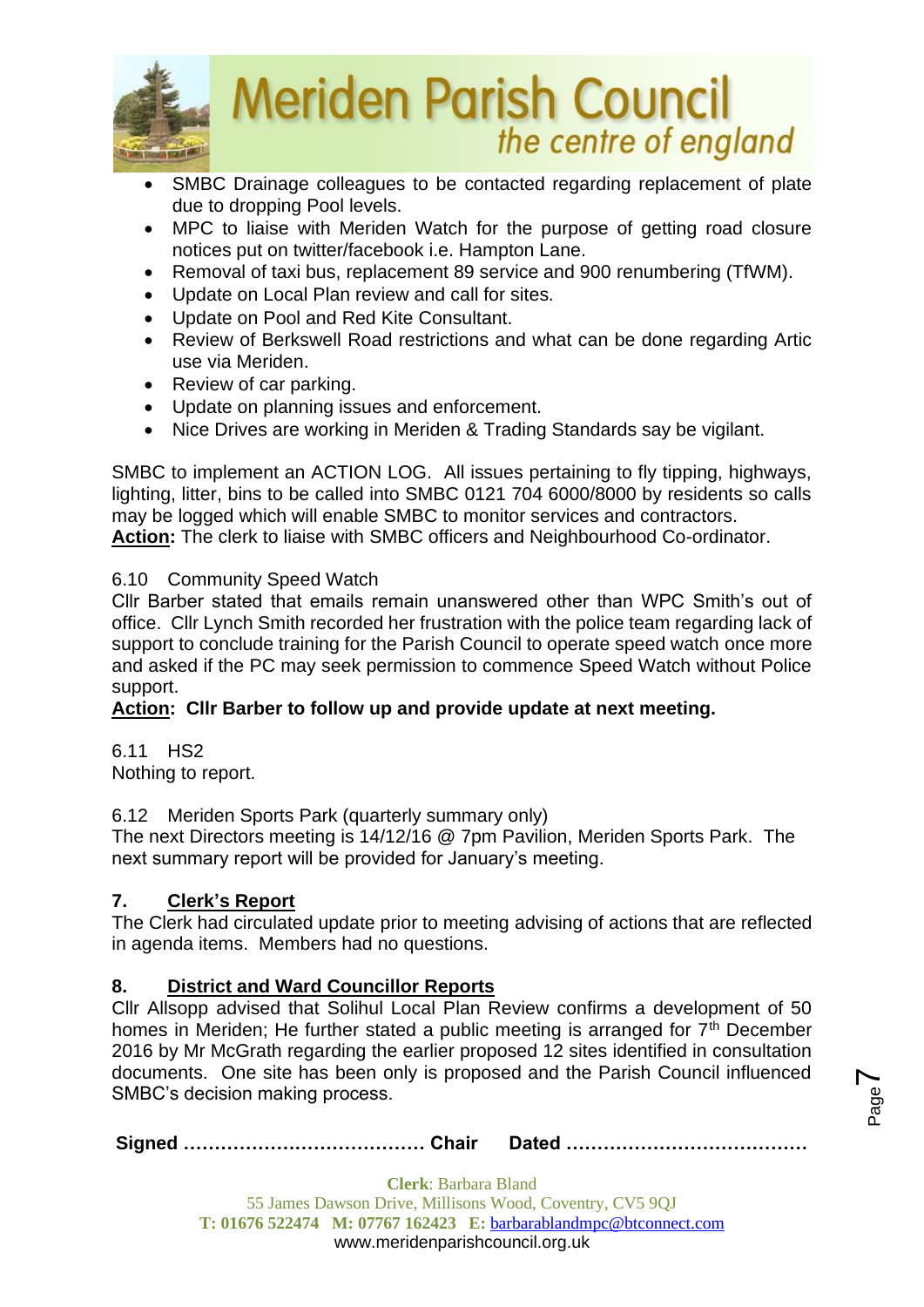- SMBC Drainage colleagues to be contacted regarding replacement of plate due to dropping Pool levels.
- MPC to liaise with Meriden Watch for the purpose of getting road closure notices put on twitter/facebook i.e. Hampton Lane.
- Removal of taxi bus, replacement 89 service and 900 renumbering (TfWM).
- Update on Local Plan review and call for sites.
- Update on Pool and Red Kite Consultant.
- Review of Berkswell Road restrictions and what can be done regarding Artic use via Meriden.
- Review of car parking.
- Update on planning issues and enforcement.
- Nice Drives are working in Meriden & Trading Standards say be vigilant.

SMBC to implement an ACTION LOG. All issues pertaining to fly tipping, highways, lighting, litter, bins to be called into SMBC 0121 704 6000/8000 by residents so calls may be logged which will enable SMBC to monitor services and contractors.
**Action:** The clerk to liaise with SMBC officers and Neighbourhood Co-ordinator.

6.10 Community Speed Watch
Cllr Barber stated that emails remain unanswered other than WPC Smith's out of office. Cllr Lynch Smith recorded her frustration with the police team regarding lack of support to conclude training for the Parish Council to operate speed watch once more and asked if the PC may seek permission to commence Speed Watch without Police support.
**Action: Cllr Barber to follow up and provide update at next meeting.**

6.11 HS2
Nothing to report.

6.12 Meriden Sports Park (quarterly summary only)
The next Directors meeting is 14/12/16 @ 7pm Pavilion, Meriden Sports Park. The next summary report will be provided for January's meeting.

## 7. Clerk's Report

The Clerk had circulated update prior to meeting advising of actions that are reflected in agenda items. Members had no questions.

## 8. District and Ward Councillor Reports

Cllr Allsopp advised that Solihul Local Plan Review confirms a development of 50 homes in Meriden; He further stated a public meeting is arranged for 7th December 2016 by Mr McGrath regarding the earlier proposed 12 sites identified in consultation documents. One site has been only is proposed and the Parish Council influenced SMBC's decision making process.

**Signed ………………………………… Chair Dated …………………………………**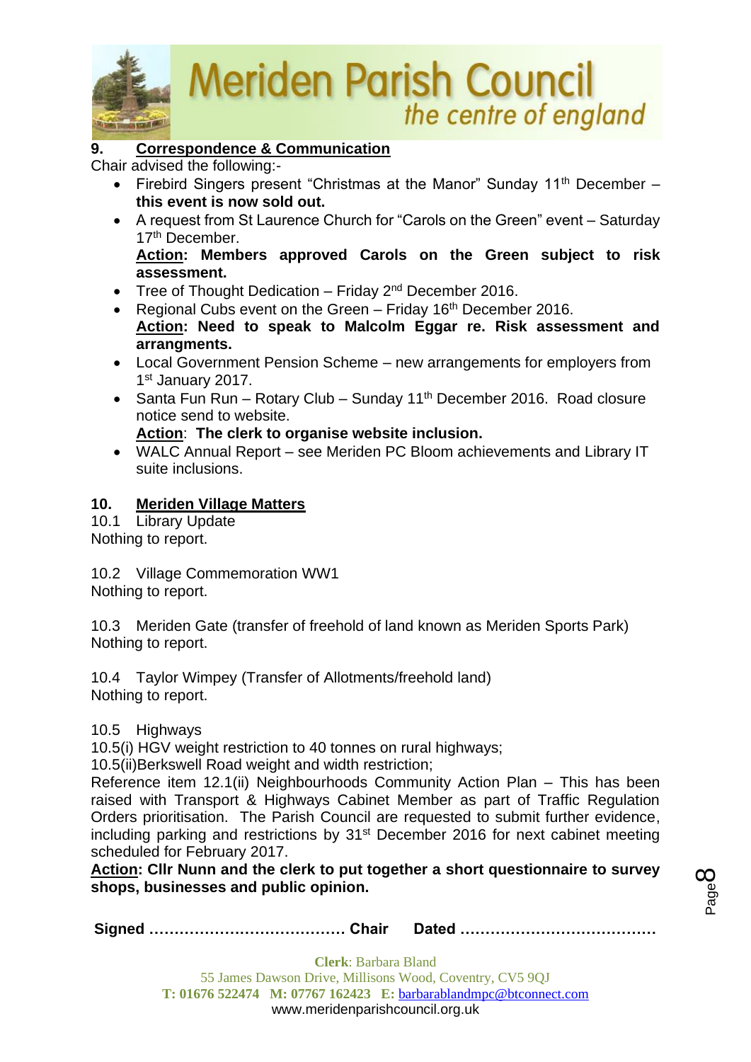## 9. Correspondence & Communication

Chair advised the following:-

- Firebird Singers present "Christmas at the Manor" Sunday 11th December – **this event is now sold out.**
- A request from St Laurence Church for "Carols on the Green" event – Saturday 17th December.
  **Action: Members approved Carols on the Green subject to risk assessment.**
- Tree of Thought Dedication – Friday 2nd December 2016.
- Regional Cubs event on the Green – Friday 16th December 2016.
  **Action: Need to speak to Malcolm Eggar re. Risk assessment and arrangments.**
- Local Government Pension Scheme – new arrangements for employers from 1st January 2017.
- Santa Fun Run – Rotary Club – Sunday 11th December 2016. Road closure notice send to website.
  **Action: The clerk to organise website inclusion.**
- WALC Annual Report – see Meriden PC Bloom achievements and Library IT suite inclusions.

## 10. Meriden Village Matters

10.1 Library Update

Nothing to report.

10.2 Village Commemoration WW1

Nothing to report.

10.3 Meriden Gate (transfer of freehold of land known as Meriden Sports Park)

Nothing to report.

10.4 Taylor Wimpey (Transfer of Allotments/freehold land)

Nothing to report.

10.5 Highways

10.5(i) HGV weight restriction to 40 tonnes on rural highways;

10.5(ii)Berkswell Road weight and width restriction;

Reference item 12.1(ii) Neighbourhoods Community Action Plan – This has been raised with Transport & Highways Cabinet Member as part of Traffic Regulation Orders prioritisation. The Parish Council are requested to submit further evidence, including parking and restrictions by 31st December 2016 for next cabinet meeting scheduled for February 2017.

**Action: Cllr Nunn and the clerk to put together a short questionnaire to survey shops, businesses and public opinion.**

**Signed ………………………………… Chair Dated …………………………………**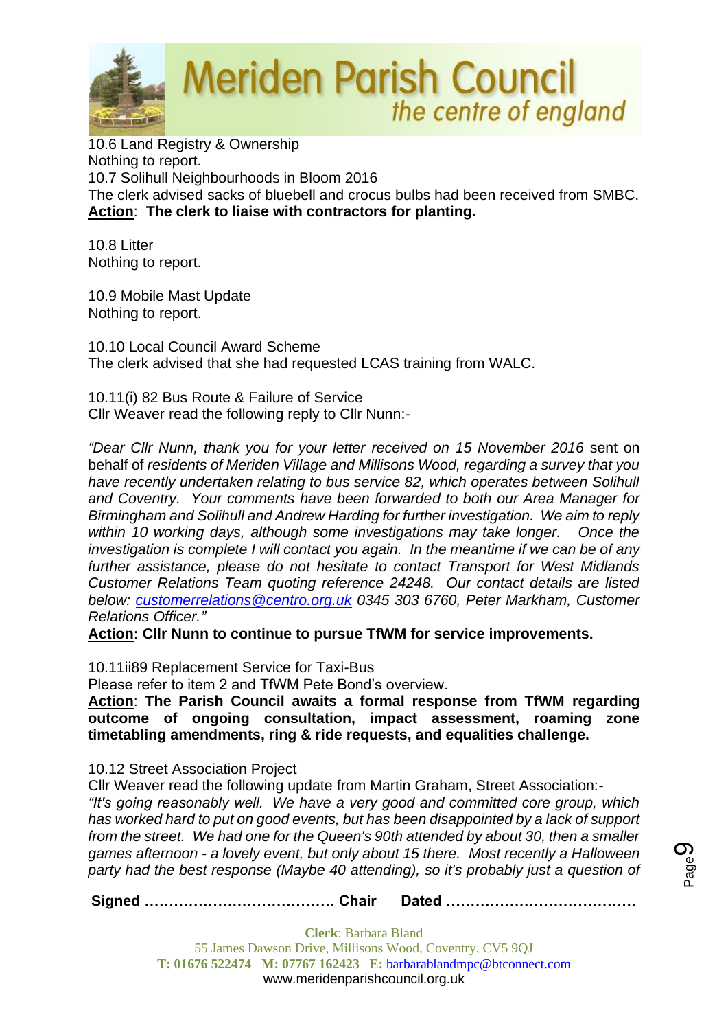10.6 Land Registry & Ownership
Nothing to report.
10.7 Solihull Neighbourhoods in Bloom 2016
The clerk advised sacks of bluebell and crocus bulbs had been received from SMBC.
**Action**: **The clerk to liaise with contractors for planting.**

10.8 Litter
Nothing to report.

10.9 Mobile Mast Update
Nothing to report.

10.10 Local Council Award Scheme
The clerk advised that she had requested LCAS training from WALC.

10.11(i) 82 Bus Route & Failure of Service
Cllr Weaver read the following reply to Cllr Nunn:-

*"Dear Cllr Nunn, thank you for your letter received on 15 November 2016* sent on behalf of *residents of Meriden Village and Millisons Wood, regarding a survey that you have recently undertaken relating to bus service 82, which operates between Solihull and Coventry. Your comments have been forwarded to both our Area Manager for Birmingham and Solihull and Andrew Harding for further investigation. We aim to reply within 10 working days, although some investigations may take longer. Once the investigation is complete I will contact you again. In the meantime if we can be of any further assistance, please do not hesitate to contact Transport for West Midlands Customer Relations Team quoting reference 24248. Our contact details are listed below: customerrelations@centro.org.uk 0345 303 6760, Peter Markham, Customer Relations Officer."*
**Action: Cllr Nunn to continue to pursue TfWM for service improvements.**

10.11ii89 Replacement Service for Taxi-Bus
Please refer to item 2 and TfWM Pete Bond's overview.
**Action**: **The Parish Council awaits a formal response from TfWM regarding outcome of ongoing consultation, impact assessment, roaming zone timetabling amendments, ring & ride requests, and equalities challenge.**

10.12 Street Association Project
Cllr Weaver read the following update from Martin Graham, Street Association:-
*"It's going reasonably well. We have a very good and committed core group, which has worked hard to put on good events, but has been disappointed by a lack of support from the street. We had one for the Queen's 90th attended by about 30, then a smaller games afternoon - a lovely event, but only about 15 there. Most recently a Halloween party had the best response (Maybe 40 attending), so it's probably just a question of*

**Signed ………………………………… Chair Dated …………………………………**

**Clerk**: Barbara Bland
55 James Dawson Drive, Millisons Wood, Coventry, CV5 9QJ
**T:** 01676 522474 **M:** 07767 162423 **E:** barbarablandmpc@btconnect.com
www.meridenparishcouncil.org.uk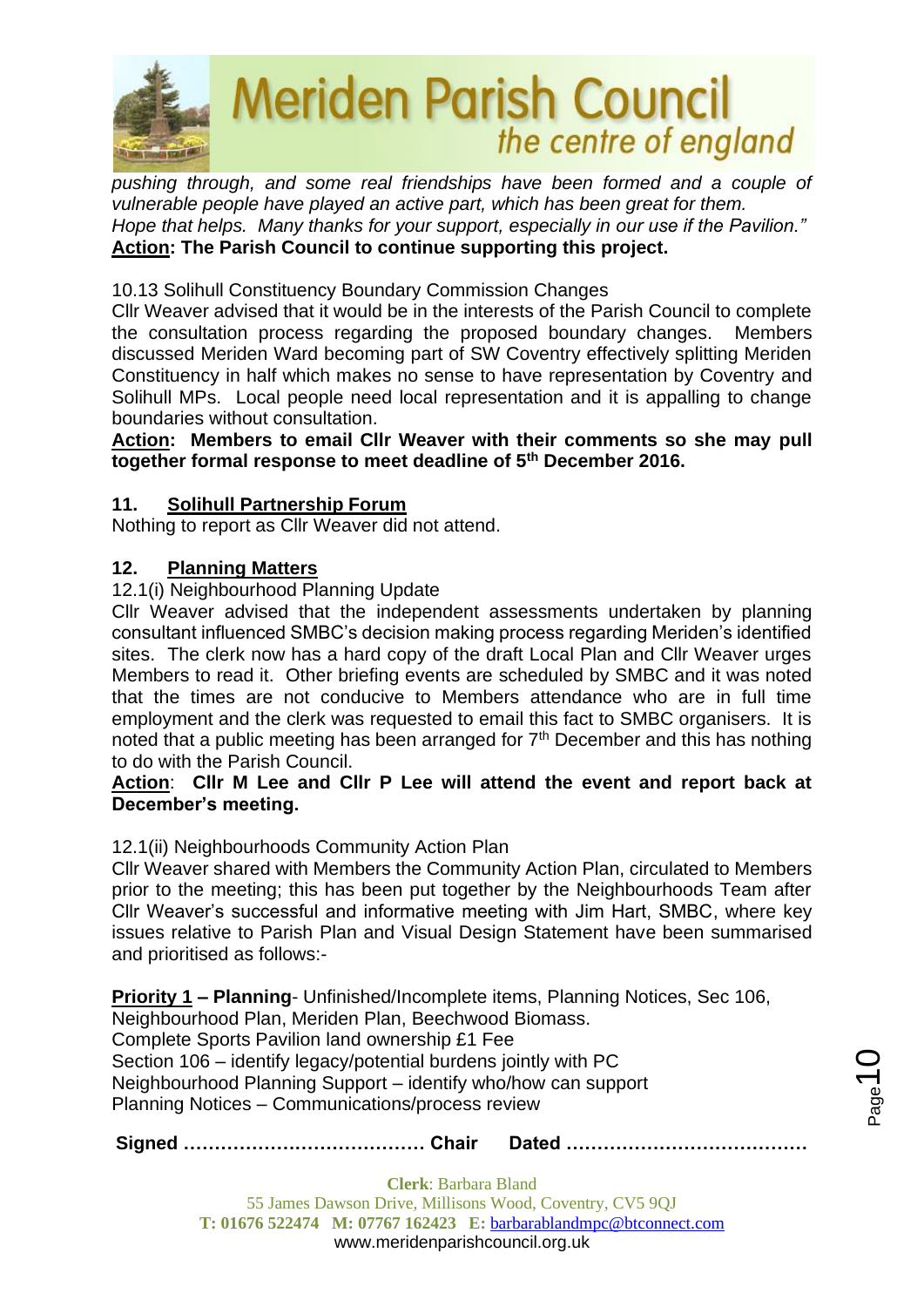*pushing through, and some real friendships have been formed and a couple of vulnerable people have played an active part, which has been great for them. Hope that helps. Many thanks for your support, especially in our use if the Pavilion."*

**Action: The Parish Council to continue supporting this project.**

10.13 Solihull Constituency Boundary Commission Changes

Cllr Weaver advised that it would be in the interests of the Parish Council to complete the consultation process regarding the proposed boundary changes. Members discussed Meriden Ward becoming part of SW Coventry effectively splitting Meriden Constituency in half which makes no sense to have representation by Coventry and Solihull MPs. Local people need local representation and it is appalling to change boundaries without consultation.

**Action: Members to email Cllr Weaver with their comments so she may pull together formal response to meet deadline of 5th December 2016.**

## 11. Solihull Partnership Forum

Nothing to report as Cllr Weaver did not attend.

## 12. Planning Matters

12.1(i) Neighbourhood Planning Update

Cllr Weaver advised that the independent assessments undertaken by planning consultant influenced SMBC's decision making process regarding Meriden's identified sites. The clerk now has a hard copy of the draft Local Plan and Cllr Weaver urges Members to read it. Other briefing events are scheduled by SMBC and it was noted that the times are not conducive to Members attendance who are in full time employment and the clerk was requested to email this fact to SMBC organisers. It is noted that a public meeting has been arranged for 7th December and this has nothing to do with the Parish Council.

**Action: Cllr M Lee and Cllr P Lee will attend the event and report back at December's meeting.**

12.1(ii) Neighbourhoods Community Action Plan

Cllr Weaver shared with Members the Community Action Plan, circulated to Members prior to the meeting; this has been put together by the Neighbourhoods Team after Cllr Weaver's successful and informative meeting with Jim Hart, SMBC, where key issues relative to Parish Plan and Visual Design Statement have been summarised and prioritised as follows:-

**Priority 1 – Planning**- Unfinished/Incomplete items, Planning Notices, Sec 106, Neighbourhood Plan, Meriden Plan, Beechwood Biomass.
Complete Sports Pavilion land ownership £1 Fee
Section 106 – identify legacy/potential burdens jointly with PC
Neighbourhood Planning Support – identify who/how can support
Planning Notices – Communications/process review

**Signed ………………………………… Chair Dated …………………………………**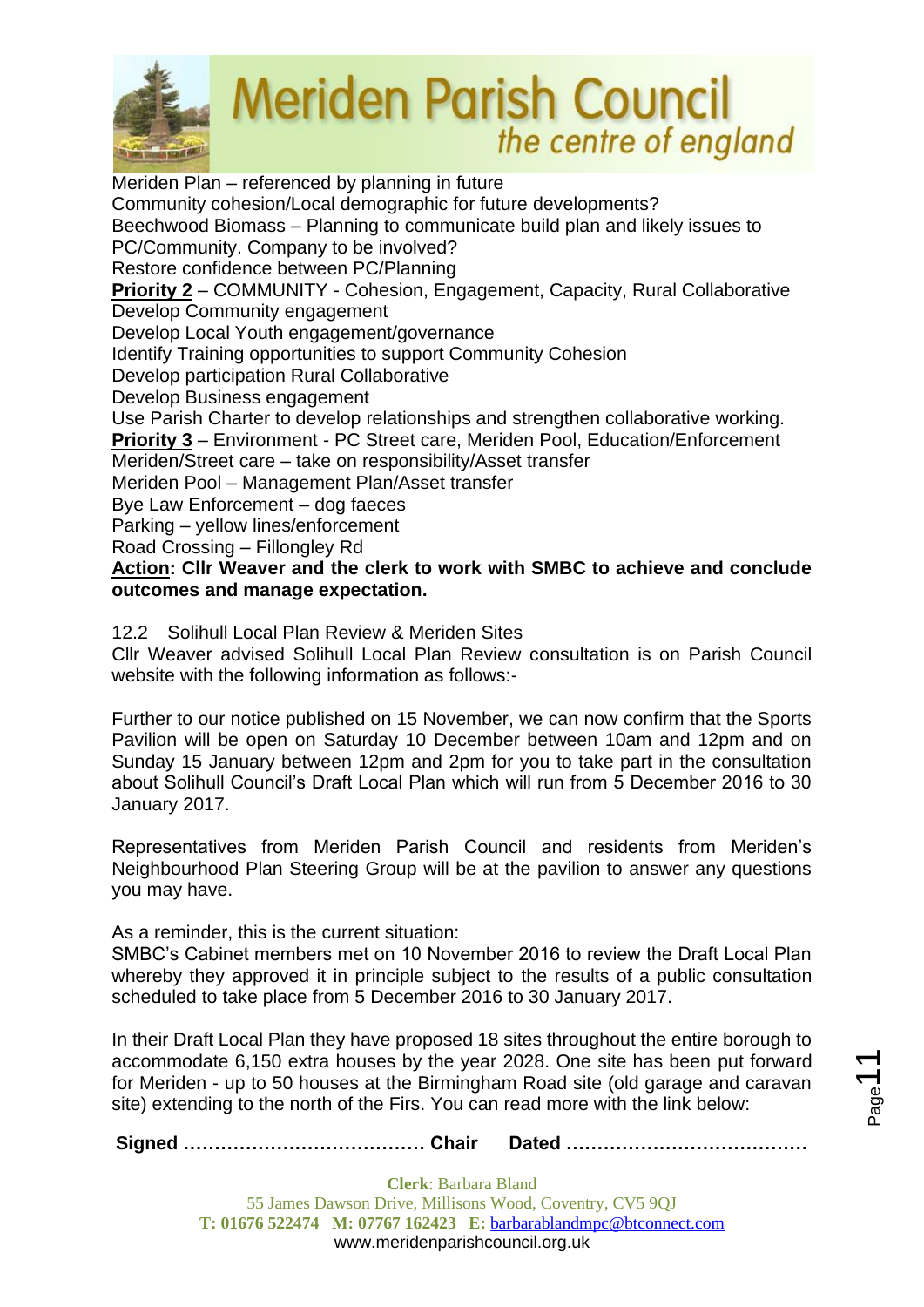Meriden Plan – referenced by planning in future
Community cohesion/Local demographic for future developments?
Beechwood Biomass – Planning to communicate build plan and likely issues to PC/Community. Company to be involved?
Restore confidence between PC/Planning
**Priority 2** – COMMUNITY - Cohesion, Engagement, Capacity, Rural Collaborative
Develop Community engagement
Develop Local Youth engagement/governance
Identify Training opportunities to support Community Cohesion
Develop participation Rural Collaborative
Develop Business engagement
Use Parish Charter to develop relationships and strengthen collaborative working.
**Priority 3** – Environment - PC Street care, Meriden Pool, Education/Enforcement
Meriden/Street care – take on responsibility/Asset transfer
Meriden Pool – Management Plan/Asset transfer
Bye Law Enforcement – dog faeces
Parking – yellow lines/enforcement
Road Crossing – Fillongley Rd
**Action: Cllr Weaver and the clerk to work with SMBC to achieve and conclude outcomes and manage expectation.**

12.2 Solihull Local Plan Review & Meriden Sites
Cllr Weaver advised Solihull Local Plan Review consultation is on Parish Council website with the following information as follows:-

Further to our notice published on 15 November, we can now confirm that the Sports Pavilion will be open on Saturday 10 December between 10am and 12pm and on Sunday 15 January between 12pm and 2pm for you to take part in the consultation about Solihull Council's Draft Local Plan which will run from 5 December 2016 to 30 January 2017.

Representatives from Meriden Parish Council and residents from Meriden's Neighbourhood Plan Steering Group will be at the pavilion to answer any questions you may have.

As a reminder, this is the current situation:
SMBC's Cabinet members met on 10 November 2016 to review the Draft Local Plan whereby they approved it in principle subject to the results of a public consultation scheduled to take place from 5 December 2016 to 30 January 2017.

In their Draft Local Plan they have proposed 18 sites throughout the entire borough to accommodate 6,150 extra houses by the year 2028. One site has been put forward for Meriden - up to 50 houses at the Birmingham Road site (old garage and caravan site) extending to the north of the Firs. You can read more with the link below:

**Signed ………………………………… Chair Dated …………………………………**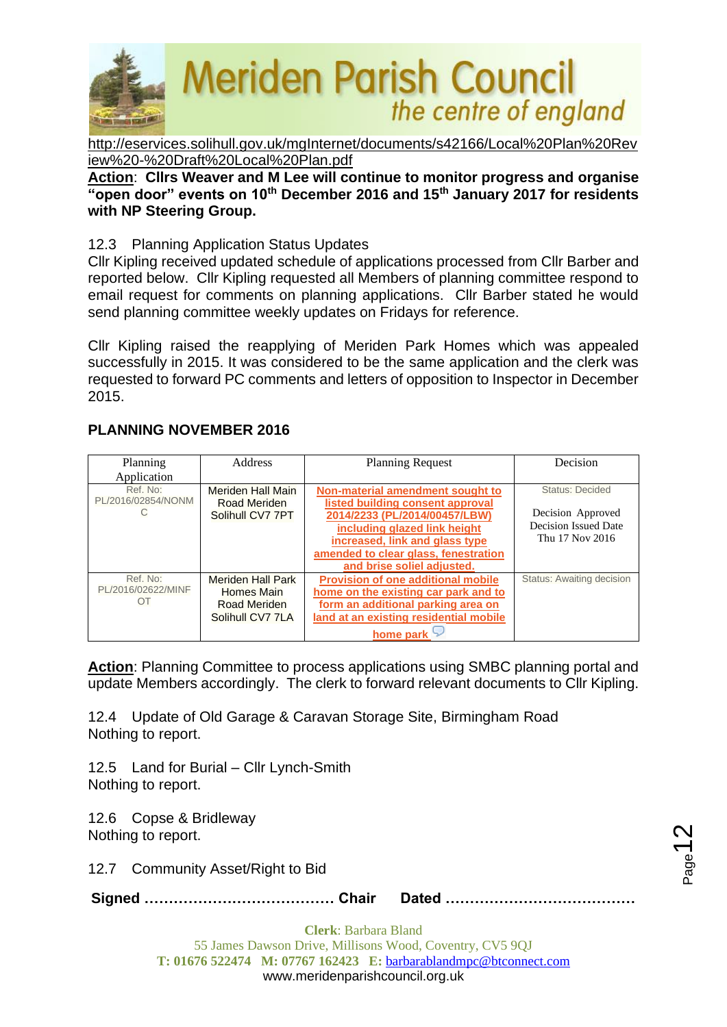http://eservices.solihull.gov.uk/mgInternet/documents/s42166/Local%20Plan%20Review%20-%20Draft%20Local%20Plan.pdf

**Action**: **Cllrs Weaver and M Lee will continue to monitor progress and organise "open door" events on 10th December 2016 and 15th January 2017 for residents with NP Steering Group.**

12.3 Planning Application Status Updates

Cllr Kipling received updated schedule of applications processed from Cllr Barber and reported below. Cllr Kipling requested all Members of planning committee respond to email request for comments on planning applications. Cllr Barber stated he would send planning committee weekly updates on Fridays for reference.

Cllr Kipling raised the reapplying of Meriden Park Homes which was appealed successfully in 2015. It was considered to be the same application and the clerk was requested to forward PC comments and letters of opposition to Inspector in December 2015.

**PLANNING NOVEMBER 2016**

| Planning Application | Address | Planning Request | Decision |
|---|---|---|---|
| Ref. No: PL/2016/02854/NONMC | Meriden Hall Main Road Meriden Solihull CV7 7PT | Non-material amendment sought to listed building consent approval 2014/2233 (PL/2014/00457/LBW) including glazed link height increased, link and glass type amended to clear glass, fenestration and brise soliel adjusted. | Status: Decided<br><br>Decision Approved<br>Decision Issued Date Thu 17 Nov 2016 |
| Ref. No: PL/2016/02622/MINFOT | Meriden Hall Park Homes Main Road Meriden Solihull CV7 7LA | Provision of one additional mobile home on the existing car park and to form an additional parking area on land at an existing residential mobile home park | Status: Awaiting decision |

**Action**: Planning Committee to process applications using SMBC planning portal and update Members accordingly. The clerk to forward relevant documents to Cllr Kipling.

12.4 Update of Old Garage & Caravan Storage Site, Birmingham Road

Nothing to report.

12.5 Land for Burial – Cllr Lynch-Smith

Nothing to report.

12.6 Copse & Bridleway

Nothing to report.

12.7 Community Asset/Right to Bid

**Signed ………………………………… Chair Dated …………………………………**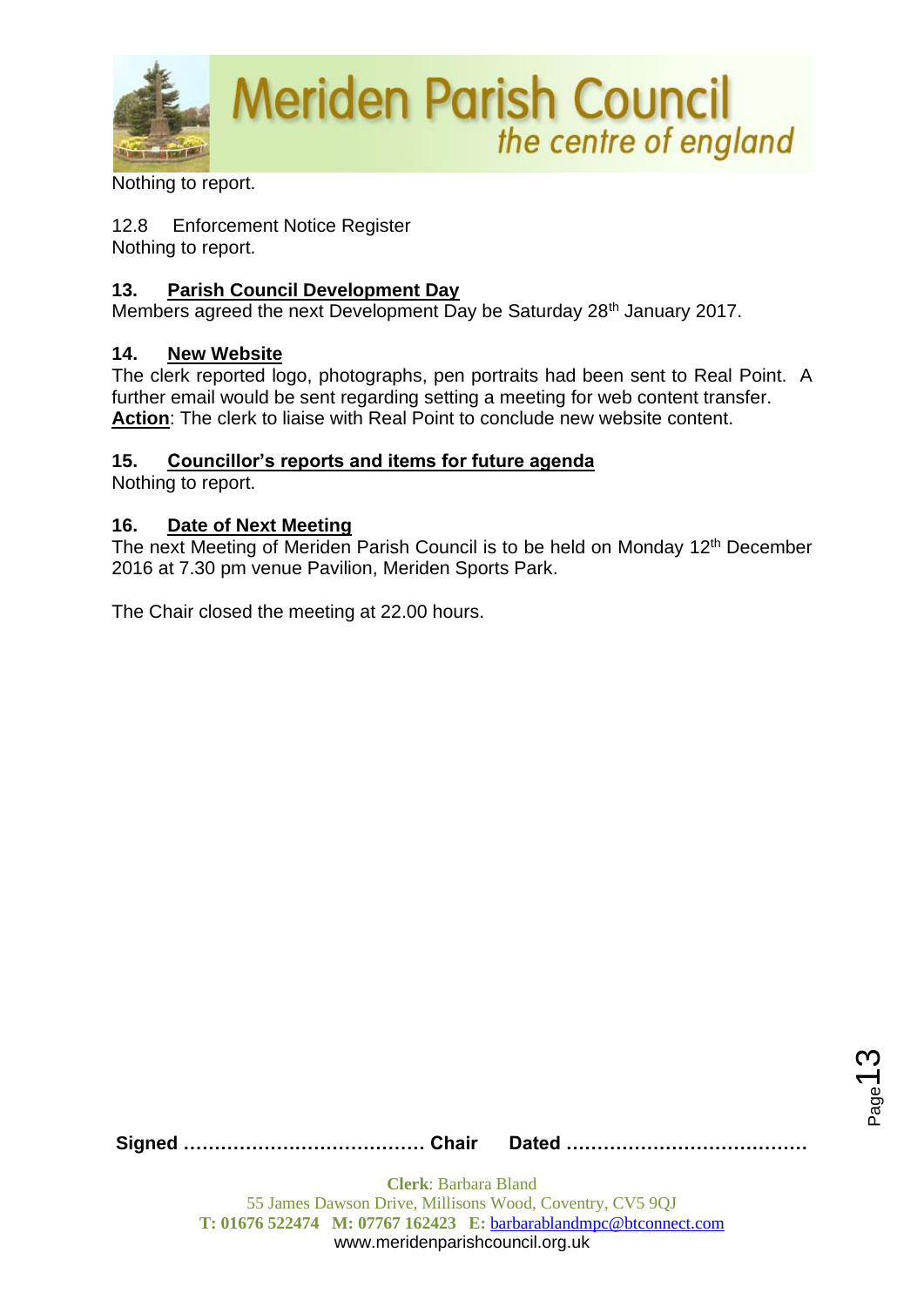Nothing to report.

12.8 Enforcement Notice Register
Nothing to report.

## 13. Parish Council Development Day

Members agreed the next Development Day be Saturday 28th January 2017.

## 14. New Website

The clerk reported logo, photographs, pen portraits had been sent to Real Point. A further email would be sent regarding setting a meeting for web content transfer.
**Action**: The clerk to liaise with Real Point to conclude new website content.

## 15. Councillor's reports and items for future agenda

Nothing to report.

## 16. Date of Next Meeting

The next Meeting of Meriden Parish Council is to be held on Monday 12th December 2016 at 7.30 pm venue Pavilion, Meriden Sports Park.

The Chair closed the meeting at 22.00 hours.

**Signed ………………………………… Chair Dated …………………………………**